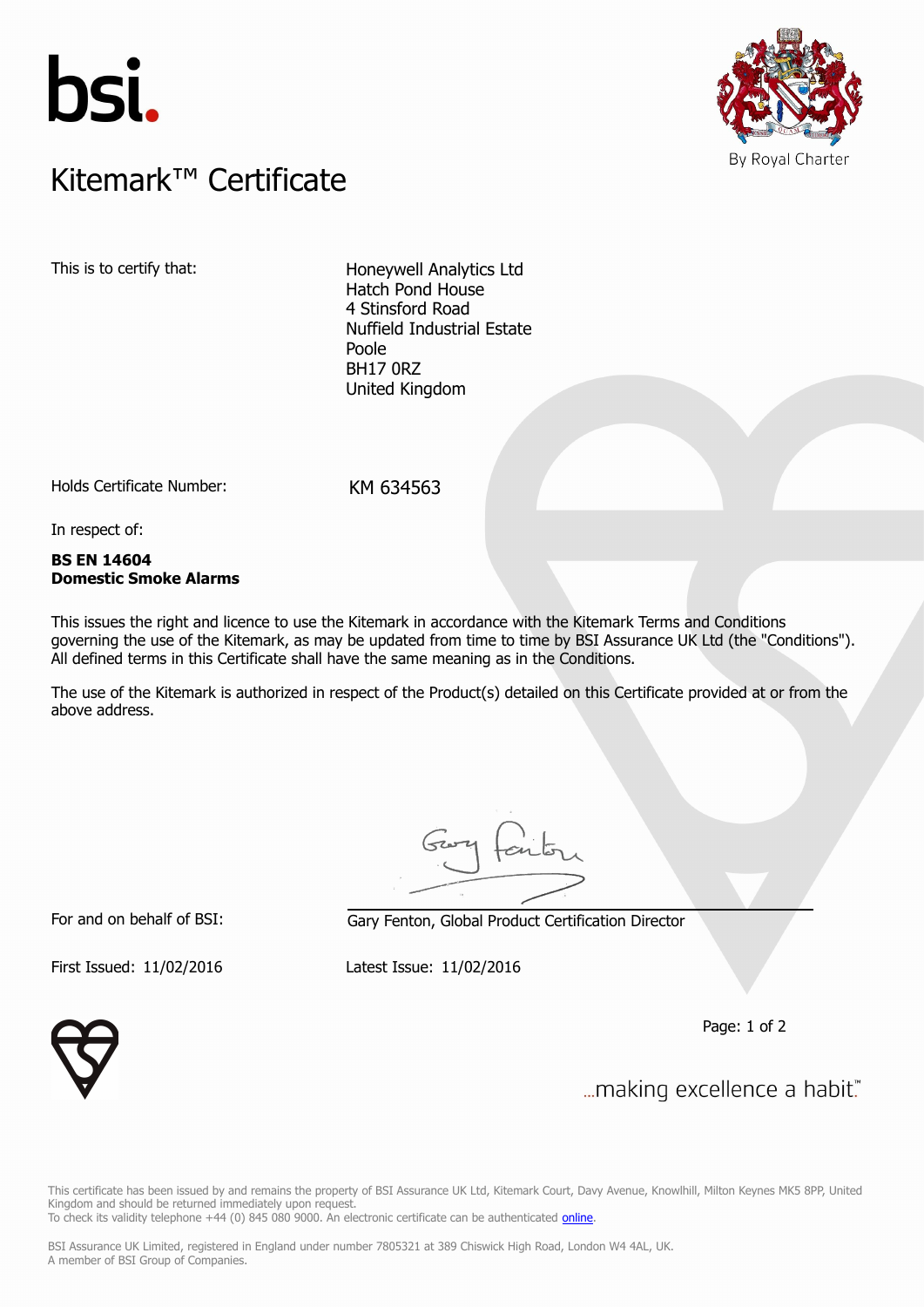bsi.

# Kitemark™ Certificate

By Royal Charter

This is to certify that:

Honeywell Analytics Ltd
Hatch Pond House
4 Stinsford Road
Nuffield Industrial Estate
Poole
BH17 0RZ
United Kingdom

Holds Certificate Number: KM 634563

In respect of:

**BS EN 14604**
**Domestic Smoke Alarms**

This issues the right and licence to use the Kitemark in accordance with the Kitemark Terms and Conditions governing the use of the Kitemark, as may be updated from time to time by BSI Assurance UK Ltd (the "Conditions"). All defined terms in this Certificate shall have the same meaning as in the Conditions.

The use of the Kitemark is authorized in respect of the Product(s) detailed on this Certificate provided at or from the above address.

For and on behalf of BSI: Gary Fenton, Global Product Certification Director

First Issued: 11/02/2016 Latest Issue: 11/02/2016

...making excellence a habit.™

This certificate has been issued by and remains the property of BSI Assurance UK Ltd, Kitemark Court, Davy Avenue, Knowlhill, Milton Keynes MK5 8PP, United Kingdom and should be returned immediately upon request.
To check its validity telephone +44 (0) 845 080 9000. An electronic certificate can be authenticated online.

BSI Assurance UK Limited, registered in England under number 7805321 at 389 Chiswick High Road, London W4 4AL, UK.
A member of BSI Group of Companies.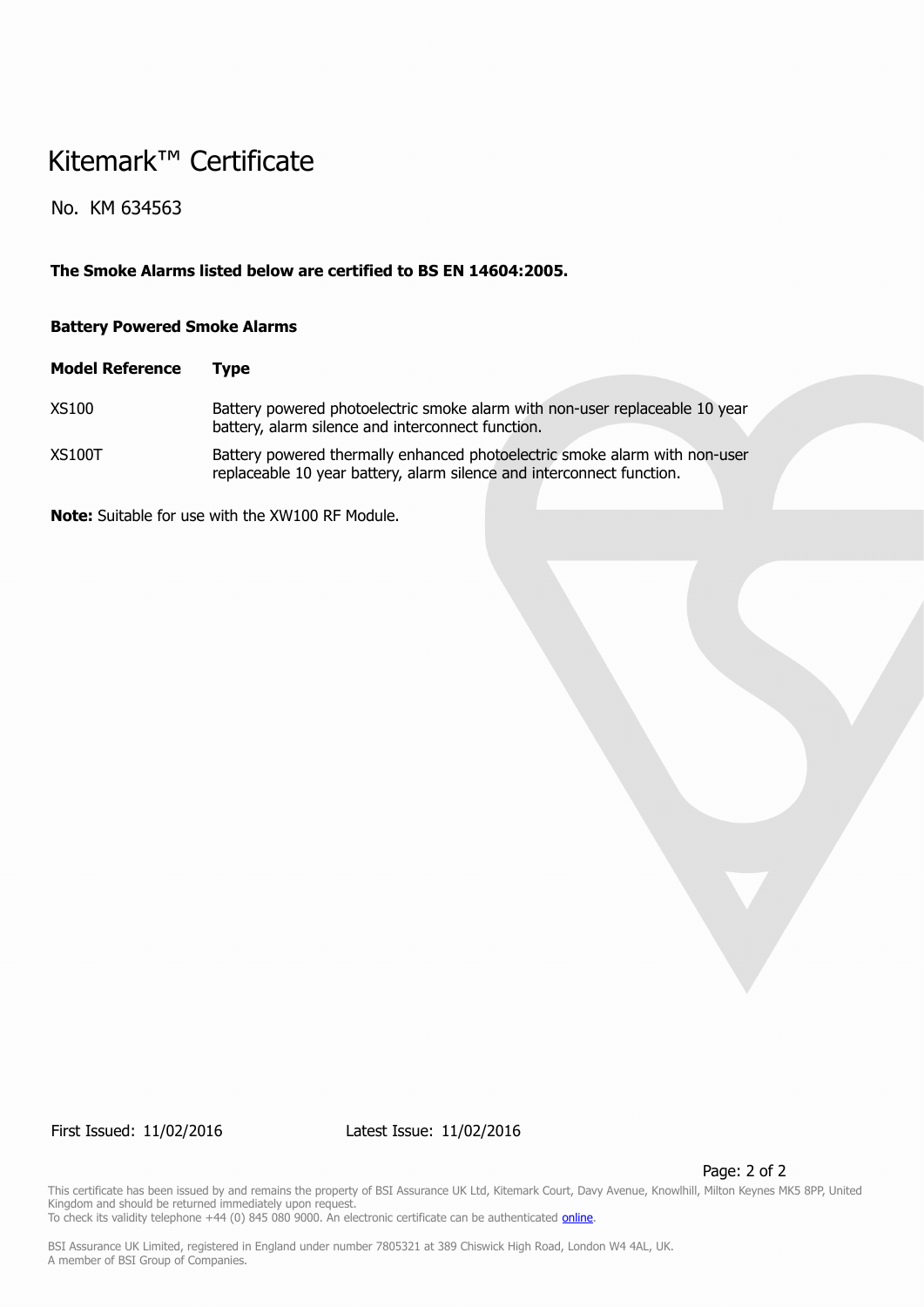# Kitemark™ Certificate

No. KM 634563

**The Smoke Alarms listed below are certified to BS EN 14604:2005.**

**Battery Powered Smoke Alarms**

| **Model Reference** | **Type** |
|---|---|
| XS100 | Battery powered photoelectric smoke alarm with non-user replaceable 10 year battery, alarm silence and interconnect function. |
| XS100T | Battery powered thermally enhanced photoelectric smoke alarm with non-user replaceable 10 year battery, alarm silence and interconnect function. |

**Note:** Suitable for use with the XW100 RF Module.

First Issued: 11/02/2016 Latest Issue: 11/02/2016

This certificate has been issued by and remains the property of BSI Assurance UK Ltd, Kitemark Court, Davy Avenue, Knowlhill, Milton Keynes MK5 8PP, United Kingdom and should be returned immediately upon request.
To check its validity telephone +44 (0) 845 080 9000. An electronic certificate can be authenticated online.

BSI Assurance UK Limited, registered in England under number 7805321 at 389 Chiswick High Road, London W4 4AL, UK.
A member of BSI Group of Companies.